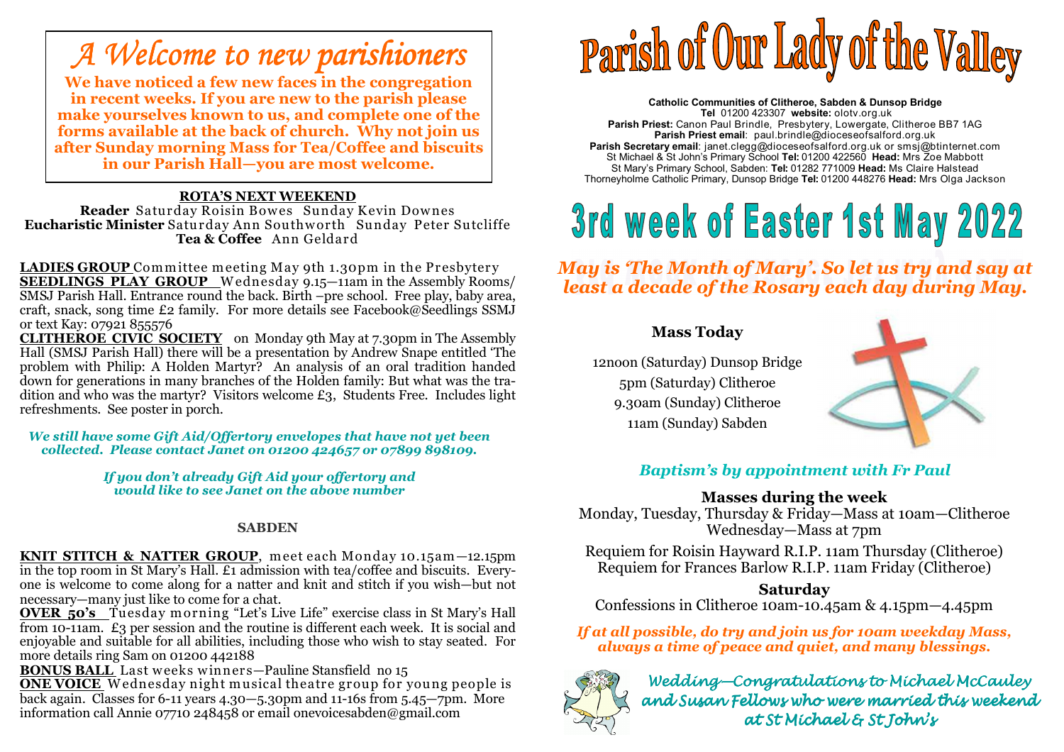# A Welcome to new parishioners

**We have noticed a few new faces in the congregation in recent weeks. If you are new to the parish please make yourselves known to us, and complete one of the forms available at the back of church. Why not join us after Sunday morning Mass for Tea/Coffee and biscuits in our Parish Hall—you are most welcome.**

**ROTA'S NEXT WEEKEND**

**Reader** Saturday Roisin Bowes Sunday Kevin Downes
**Eucharistic Minister** Saturday Ann Southworth Sunday Peter Sutcliffe
**Tea & Coffee** Ann Geldard

**LADIES GROUP** Committee meeting May 9th 1.30pm in the Presbytery

**SEEDLINGS PLAY GROUP** Wednesday 9.15—11am in the Assembly Rooms/ SMSJ Parish Hall. Entrance round the back. Birth –pre school. Free play, baby area, craft, snack, song time £2 family. For more details see Facebook@Seedlings SSMJ or text Kay: 07921 855576

**CLITHEROE CIVIC SOCIETY** on Monday 9th May at 7.30pm in The Assembly Hall (SMSJ Parish Hall) there will be a presentation by Andrew Snape entitled 'The problem with Philip: A Holden Martyr? An analysis of an oral tradition handed down for generations in many branches of the Holden family: But what was the tradition and who was the martyr? Visitors welcome £3, Students Free. Includes light refreshments. See poster in porch.

*We still have some Gift Aid/Offertory envelopes that have not yet been collected. Please contact Janet on 01200 424657 or 07899 898109.*

*If you don't already Gift Aid your offertory and would like to see Janet on the above number*

## SABDEN

**KNIT STITCH & NATTER GROUP**, meet each Monday 10.15am—12.15pm in the top room in St Mary's Hall. £1 admission with tea/coffee and biscuits. Everyone is welcome to come along for a natter and knit and stitch if you wish—but not necessary—many just like to come for a chat.

**OVER 50's** Tuesday morning "Let's Live Life" exercise class in St Mary's Hall from 10-11am. £3 per session and the routine is different each week. It is social and enjoyable and suitable for all abilities, including those who wish to stay seated. For more details ring Sam on 01200 442188

**BONUS BALL** Last weeks winners—Pauline Stansfield no 15

**ONE VOICE** Wednesday night musical theatre group for young people is back again. Classes for 6-11 years 4.30—5.30pm and 11-16s from 5.45—7pm. More information call Annie 07710 248458 or email onevoicesabden@gmail.com

# Parish of Our Lady of the Valley

**Catholic Communities of Clitheroe, Sabden & Dunsop Bridge**
**Tel** 01200 423307 **website:** olotv.org.uk
**Parish Priest:** Canon Paul Brindle, Presbytery, Lowergate, Clitheroe BB7 1AG
**Parish Priest email**: paul.brindle@dioceseofsalford.org.uk
**Parish Secretary email**: janet.clegg@dioceseofsalford.org.uk or smsj@btinternet.com
St Michael & St John's Primary School **Tel:** 01200 422560 **Head:** Mrs Zoe Mabbott
St Mary's Primary School, Sabden: **Tel:** 01282 771009 **Head:** Ms Claire Halstead
Thorneyholme Catholic Primary, Dunsop Bridge **Tel:** 01200 448276 **Head:** Mrs Olga Jackson

# 3rd week of Easter 1st May 2022

***May is 'The Month of Mary'. So let us try and say at least a decade of the Rosary each day during May.***

## Mass Today

12noon (Saturday) Dunsop Bridge
5pm (Saturday) Clitheroe
9.30am (Sunday) Clitheroe
11am (Sunday) Sabden

*Baptism's by appointment with Fr Paul*

## Masses during the week

Monday, Tuesday, Thursday & Friday—Mass at 10am—Clitheroe
Wednesday—Mass at 7pm

Requiem for Roisin Hayward R.I.P. 11am Thursday (Clitheroe)
Requiem for Frances Barlow R.I.P. 11am Friday (Clitheroe)

## Saturday

Confessions in Clitheroe 10am-10.45am & 4.15pm—4.45pm

***If at all possible, do try and join us for 10am weekday Mass, always a time of peace and quiet, and many blessings.***

*Wedding—Congratulations to Michael McCauley and Susan Fellows who were married this weekend at St Michael & St John's*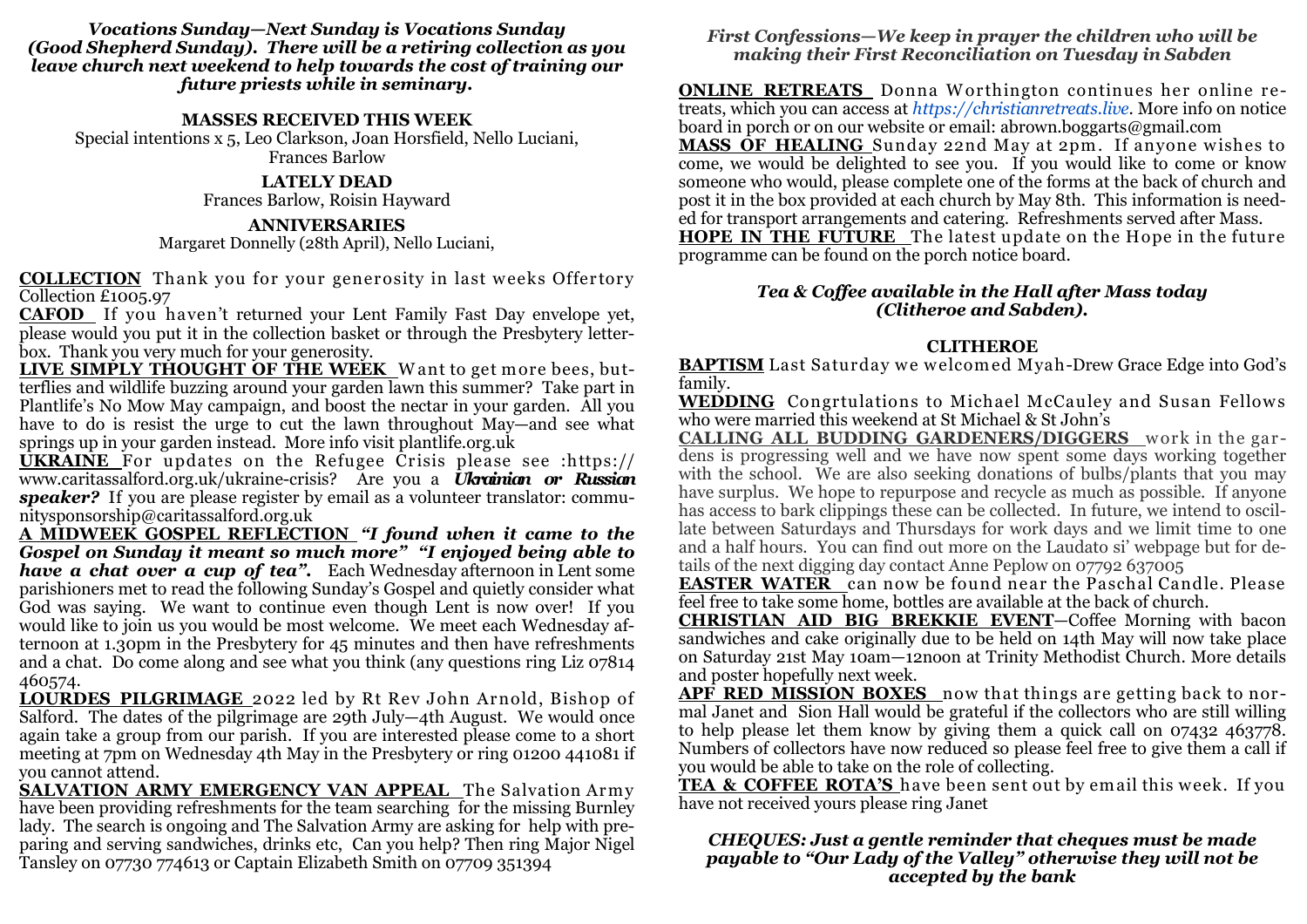***Vocations Sunday—Next Sunday is Vocations Sunday (Good Shepherd Sunday). There will be a retiring collection as you leave church next weekend to help towards the cost of training our future priests while in seminary.***

**MASSES RECEIVED THIS WEEK**

Special intentions x 5, Leo Clarkson, Joan Horsfield, Nello Luciani, Frances Barlow

**LATELY DEAD**

Frances Barlow, Roisin Hayward

**ANNIVERSARIES**

Margaret Donnelly (28th April), Nello Luciani,

**COLLECTION** Thank you for your generosity in last weeks Offertory Collection £1005.97

**CAFOD** If you haven't returned your Lent Family Fast Day envelope yet, please would you put it in the collection basket or through the Presbytery letterbox. Thank you very much for your generosity.

**LIVE SIMPLY THOUGHT OF THE WEEK** Want to get more bees, butterflies and wildlife buzzing around your garden lawn this summer? Take part in Plantlife's No Mow May campaign, and boost the nectar in your garden. All you have to do is resist the urge to cut the lawn throughout May—and see what springs up in your garden instead. More info visit plantlife.org.uk

**UKRAINE** For updates on the Refugee Crisis please see :https://www.caritassalford.org.uk/ukraine-crisis? Are you a ***Ukrainian or Russian speaker?*** If you are please register by email as a volunteer translator: communitysponsorship@caritassalford.org.uk

**A MIDWEEK GOSPEL REFLECTION** ***"I found when it came to the Gospel on Sunday it meant so much more" "I enjoyed being able to have a chat over a cup of tea".*** Each Wednesday afternoon in Lent some parishioners met to read the following Sunday's Gospel and quietly consider what God was saying. We want to continue even though Lent is now over! If you would like to join us you would be most welcome. We meet each Wednesday afternoon at 1.30pm in the Presbytery for 45 minutes and then have refreshments and a chat. Do come along and see what you think (any questions ring Liz 07814 460574.

**LOURDES PILGRIMAGE** 2022 led by Rt Rev John Arnold, Bishop of Salford. The dates of the pilgrimage are 29th July—4th August. We would once again take a group from our parish. If you are interested please come to a short meeting at 7pm on Wednesday 4th May in the Presbytery or ring 01200 441081 if you cannot attend.

**SALVATION ARMY EMERGENCY VAN APPEAL** The Salvation Army have been providing refreshments for the team searching for the missing Burnley lady. The search is ongoing and The Salvation Army are asking for help with preparing and serving sandwiches, drinks etc, Can you help? Then ring Major Nigel Tansley on 07730 774613 or Captain Elizabeth Smith on 07709 351394

***First Confessions—We keep in prayer the children who will be making their First Reconciliation on Tuesday in Sabden***

**ONLINE RETREATS** Donna Worthington continues her online retreats, which you can access at *https://christianretreats.live*. More info on notice board in porch or on our website or email: abrown.boggarts@gmail.com

**MASS OF HEALING** Sunday 22nd May at 2pm. If anyone wishes to come, we would be delighted to see you. If you would like to come or know someone who would, please complete one of the forms at the back of church and post it in the box provided at each church by May 8th. This information is needed for transport arrangements and catering. Refreshments served after Mass.

**HOPE IN THE FUTURE** The latest update on the Hope in the future programme can be found on the porch notice board.

***Tea & Coffee available in the Hall after Mass today (Clitheroe and Sabden).***

**CLITHEROE**

**BAPTISM** Last Saturday we welcomed Myah-Drew Grace Edge into God's family.

**WEDDING** Congrtulations to Michael McCauley and Susan Fellows who were married this weekend at St Michael & St John's

**CALLING ALL BUDDING GARDENERS/DIGGERS** work in the gardens is progressing well and we have now spent some days working together with the school. We are also seeking donations of bulbs/plants that you may have surplus. We hope to repurpose and recycle as much as possible. If anyone has access to bark clippings these can be collected. In future, we intend to oscillate between Saturdays and Thursdays for work days and we limit time to one and a half hours. You can find out more on the Laudato si' webpage but for details of the next digging day contact Anne Peplow on 07792 637005

**EASTER WATER** can now be found near the Paschal Candle. Please feel free to take some home, bottles are available at the back of church.

**CHRISTIAN AID BIG BREKKIE EVENT**—Coffee Morning with bacon sandwiches and cake originally due to be held on 14th May will now take place on Saturday 21st May 10am—12noon at Trinity Methodist Church. More details and poster hopefully next week.

**APF RED MISSION BOXES** now that things are getting back to normal Janet and Sion Hall would be grateful if the collectors who are still willing to help please let them know by giving them a quick call on 07432 463778. Numbers of collectors have now reduced so please feel free to give them a call if you would be able to take on the role of collecting.

**TEA & COFFEE ROTA'S** have been sent out by email this week. If you have not received yours please ring Janet

***CHEQUES: Just a gentle reminder that cheques must be made payable to "Our Lady of the Valley" otherwise they will not be accepted by the bank***